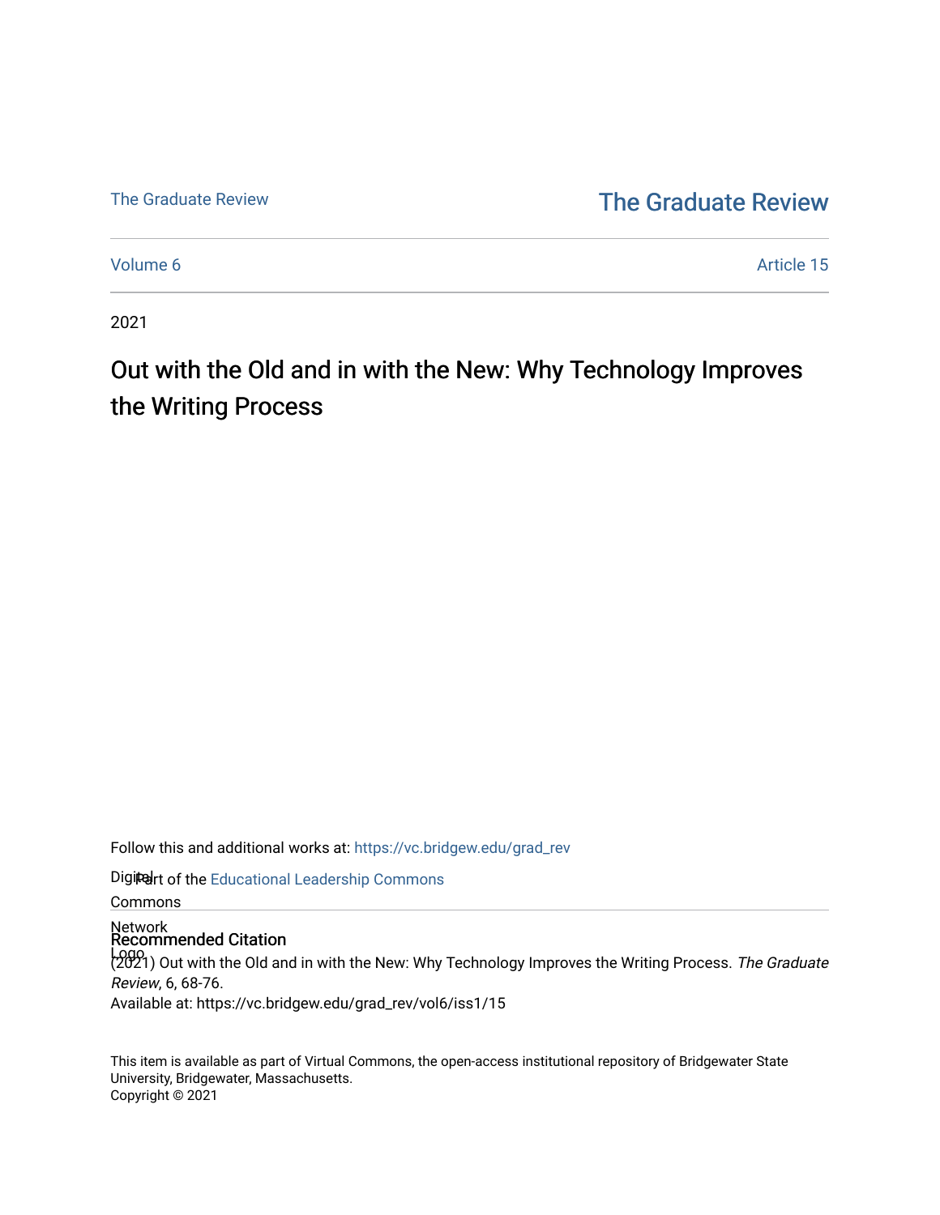The Graduate Review

# The Graduate Review

Volume 6 | Article 15

2021

## Out with the Old and in with the New: Why Technology Improves the Writing Process

Follow this and additional works at: https://vc.bridgew.edu/grad_rev

Part of the Educational Leadership Commons

### Recommended Citation

(2021) Out with the Old and in with the New: Why Technology Improves the Writing Process. *The Graduate Review*, 6, 68-76.
Available at: https://vc.bridgew.edu/grad_rev/vol6/iss1/15

This item is available as part of Virtual Commons, the open-access institutional repository of Bridgewater State University, Bridgewater, Massachusetts.
Copyright © 2021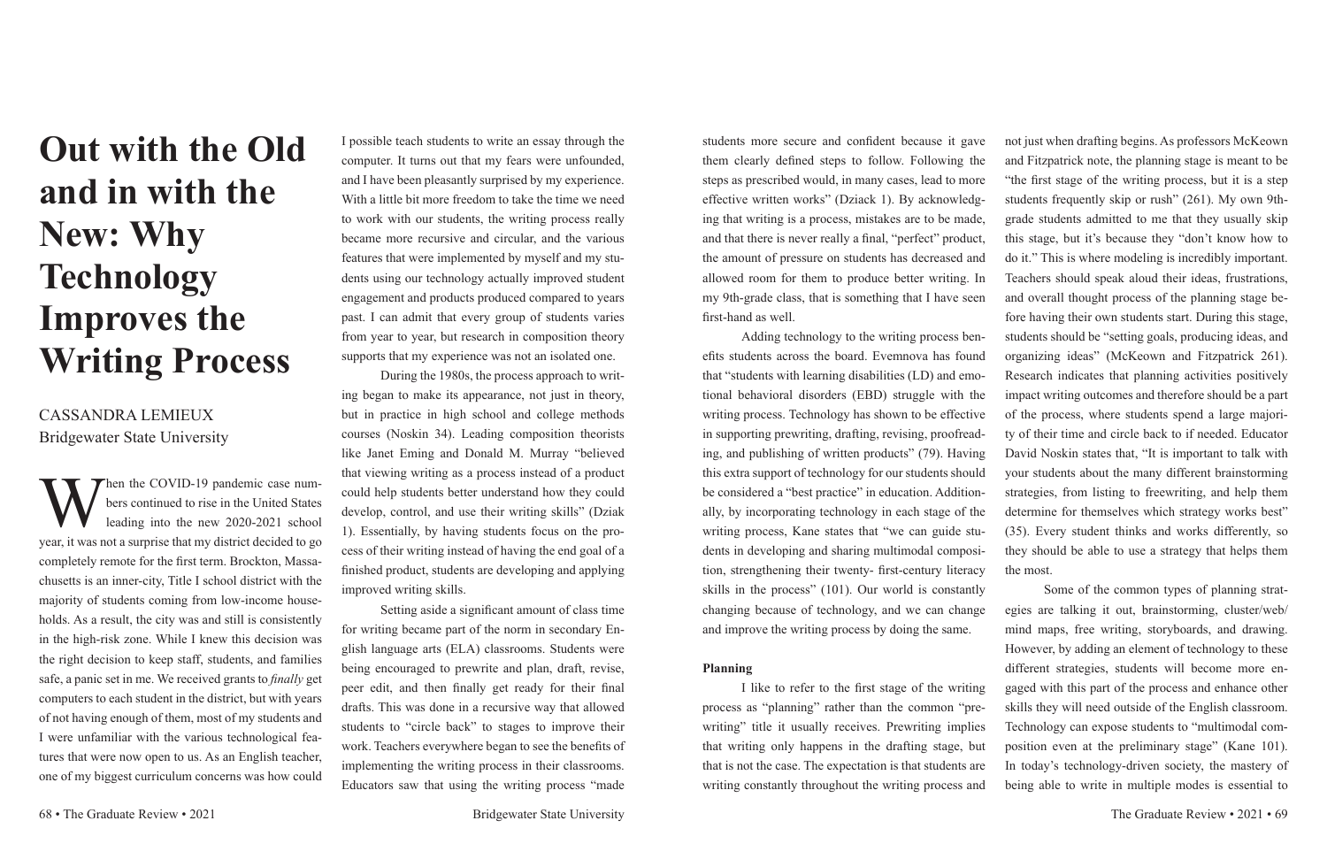# Out with the Old and in with the New: Why Technology Improves the Writing Process

CASSANDRA LEMIEUX
Bridgewater State University

When the COVID-19 pandemic case numbers continued to rise in the United States leading into the new 2020-2021 school year, it was not a surprise that my district decided to go completely remote for the first term. Brockton, Massachusetts is an inner-city, Title I school district with the majority of students coming from low-income households. As a result, the city was and still is consistently in the high-risk zone. While I knew this decision was the right decision to keep staff, students, and families safe, a panic set in me. We received grants to *finally* get computers to each student in the district, but with years of not having enough of them, most of my students and I were unfamiliar with the various technological features that were now open to us. As an English teacher, one of my biggest curriculum concerns was how could I possible teach students to write an essay through the computer. It turns out that my fears were unfounded, and I have been pleasantly surprised by my experience. With a little bit more freedom to take the time we need to work with our students, the writing process really became more recursive and circular, and the various features that were implemented by myself and my students using our technology actually improved student engagement and products produced compared to years past. I can admit that every group of students varies from year to year, but research in composition theory supports that my experience was not an isolated one.

During the 1980s, the process approach to writing began to make its appearance, not just in theory, but in practice in high school and college methods courses (Noskin 34). Leading composition theorists like Janet Eming and Donald M. Murray "believed that viewing writing as a process instead of a product could help students better understand how they could develop, control, and use their writing skills" (Dziak 1). Essentially, by having students focus on the process of their writing instead of having the end goal of a finished product, students are developing and applying improved writing skills.

Setting aside a significant amount of class time for writing became part of the norm in secondary English language arts (ELA) classrooms. Students were being encouraged to prewrite and plan, draft, revise, peer edit, and then finally get ready for their final drafts. This was done in a recursive way that allowed students to "circle back" to stages to improve their work. Teachers everywhere began to see the benefits of implementing the writing process in their classrooms. Educators saw that using the writing process "made students more secure and confident because it gave them clearly defined steps to follow. Following the steps as prescribed would, in many cases, lead to more effective written works" (Dziack 1). By acknowledging that writing is a process, mistakes are to be made, and that there is never really a final, "perfect" product, the amount of pressure on students has decreased and allowed room for them to produce better writing. In my 9th-grade class, that is something that I have seen first-hand as well.

Adding technology to the writing process benefits students across the board. Evemnova has found that "students with learning disabilities (LD) and emotional behavioral disorders (EBD) struggle with the writing process. Technology has shown to be effective in supporting prewriting, drafting, revising, proofreading, and publishing of written products" (79). Having this extra support of technology for our students should be considered a "best practice" in education. Additionally, by incorporating technology in each stage of the writing process, Kane states that "we can guide students in developing and sharing multimodal composition, strengthening their twenty- first-century literacy skills in the process" (101). Our world is constantly changing because of technology, and we can change and improve the writing process by doing the same.

**Planning**

I like to refer to the first stage of the writing process as "planning" rather than the common "prewriting" title it usually receives. Prewriting implies that writing only happens in the drafting stage, but that is not the case. The expectation is that students are writing constantly throughout the writing process and not just when drafting begins. As professors McKeown and Fitzpatrick note, the planning stage is meant to be "the first stage of the writing process, but it is a step students frequently skip or rush" (261). My own 9th-grade students admitted to me that they usually skip this stage, but it's because they "don't know how to do it." This is where modeling is incredibly important. Teachers should speak aloud their ideas, frustrations, and overall thought process of the planning stage before having their own students start. During this stage, students should be "setting goals, producing ideas, and organizing ideas" (McKeown and Fitzpatrick 261). Research indicates that planning activities positively impact writing outcomes and therefore should be a part of the process, where students spend a large majority of their time and circle back to if needed. Educator David Noskin states that, "It is important to talk with your students about the many different brainstorming strategies, from listing to freewriting, and help them determine for themselves which strategy works best" (35). Every student thinks and works differently, so they should be able to use a strategy that helps them the most.

Some of the common types of planning strategies are talking it out, brainstorming, cluster/web/mind maps, free writing, storyboards, and drawing. However, by adding an element of technology to these different strategies, students will become more engaged with this part of the process and enhance other skills they will need outside of the English classroom. Technology can expose students to "multimodal composition even at the preliminary stage" (Kane 101). In today's technology-driven society, the mastery of being able to write in multiple modes is essential to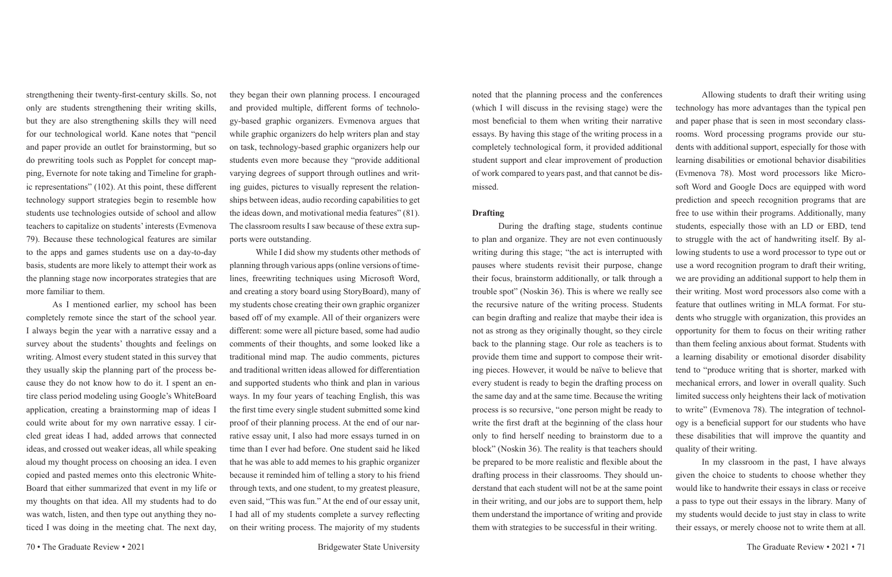strengthening their twenty-first-century skills. So, not only are students strengthening their writing skills, but they are also strengthening skills they will need for our technological world. Kane notes that "pencil and paper provide an outlet for brainstorming, but so do prewriting tools such as Popplet for concept mapping, Evernote for note taking and Timeline for graphic representations" (102). At this point, these different technology support strategies begin to resemble how students use technologies outside of school and allow teachers to capitalize on students' interests (Evmenova 79). Because these technological features are similar to the apps and games students use on a day-to-day basis, students are more likely to attempt their work as the planning stage now incorporates strategies that are more familiar to them.

As I mentioned earlier, my school has been completely remote since the start of the school year. I always begin the year with a narrative essay and a survey about the students' thoughts and feelings on writing. Almost every student stated in this survey that they usually skip the planning part of the process because they do not know how to do it. I spent an entire class period modeling using Google's WhiteBoard application, creating a brainstorming map of ideas I could write about for my own narrative essay. I circled great ideas I had, added arrows that connected ideas, and crossed out weaker ideas, all while speaking aloud my thought process on choosing an idea. I even copied and pasted memes onto this electronic WhiteBoard that either summarized that event in my life or my thoughts on that idea. All my students had to do was watch, listen, and then type out anything they noticed I was doing in the meeting chat. The next day, they began their own planning process. I encouraged and provided multiple, different forms of technology-based graphic organizers. Evmenova argues that while graphic organizers do help writers plan and stay on task, technology-based graphic organizers help our students even more because they "provide additional varying degrees of support through outlines and writing guides, pictures to visually represent the relationships between ideas, audio recording capabilities to get the ideas down, and motivational media features" (81). The classroom results I saw because of these extra supports were outstanding.

While I did show my students other methods of planning through various apps (online versions of timelines, freewriting techniques using Microsoft Word, and creating a story board using StoryBoard), many of my students chose creating their own graphic organizer based off of my example. All of their organizers were different: some were all picture based, some had audio comments of their thoughts, and some looked like a traditional mind map. The audio comments, pictures and traditional written ideas allowed for differentiation and supported students who think and plan in various ways. In my four years of teaching English, this was the first time every single student submitted some kind proof of their planning process. At the end of our narrative essay unit, I also had more essays turned in on time than I ever had before. One student said he liked that he was able to add memes to his graphic organizer because it reminded him of telling a story to his friend through texts, and one student, to my greatest pleasure, even said, "This was fun." At the end of our essay unit, I had all of my students complete a survey reflecting on their writing process. The majority of my students noted that the planning process and the conferences (which I will discuss in the revising stage) were the most beneficial to them when writing their narrative essays. By having this stage of the writing process in a completely technological form, it provided additional student support and clear improvement of production of work compared to years past, and that cannot be dismissed.

**Drafting**

During the drafting stage, students continue to plan and organize. They are not even continuously writing during this stage; "the act is interrupted with pauses where students revisit their purpose, change their focus, brainstorm additionally, or talk through a trouble spot" (Noskin 36). This is where we really see the recursive nature of the writing process. Students can begin drafting and realize that maybe their idea is not as strong as they originally thought, so they circle back to the planning stage. Our role as teachers is to provide them time and support to compose their writing pieces. However, it would be naïve to believe that every student is ready to begin the drafting process on the same day and at the same time. Because the writing process is so recursive, "one person might be ready to write the first draft at the beginning of the class hour only to find herself needing to brainstorm due to a block" (Noskin 36). The reality is that teachers should be prepared to be more realistic and flexible about the drafting process in their classrooms. They should understand that each student will not be at the same point in their writing, and our jobs are to support them, help them understand the importance of writing and provide them with strategies to be successful in their writing.

Allowing students to draft their writing using technology has more advantages than the typical pen and paper phase that is seen in most secondary classrooms. Word processing programs provide our students with additional support, especially for those with learning disabilities or emotional behavior disabilities (Evmenova 78). Most word processors like Microsoft Word and Google Docs are equipped with word prediction and speech recognition programs that are free to use within their programs. Additionally, many students, especially those with an LD or EBD, tend to struggle with the act of handwriting itself. By allowing students to use a word processor to type out or use a word recognition program to draft their writing, we are providing an additional support to help them in their writing. Most word processors also come with a feature that outlines writing in MLA format. For students who struggle with organization, this provides an opportunity for them to focus on their writing rather than them feeling anxious about format. Students with a learning disability or emotional disorder disability tend to "produce writing that is shorter, marked with mechanical errors, and lower in overall quality. Such limited success only heightens their lack of motivation to write" (Evmenova 78). The integration of technology is a beneficial support for our students who have these disabilities that will improve the quantity and quality of their writing.

In my classroom in the past, I have always given the choice to students to choose whether they would like to handwrite their essays in class or receive a pass to type out their essays in the library. Many of my students would decide to just stay in class to write their essays, or merely choose not to write them at all.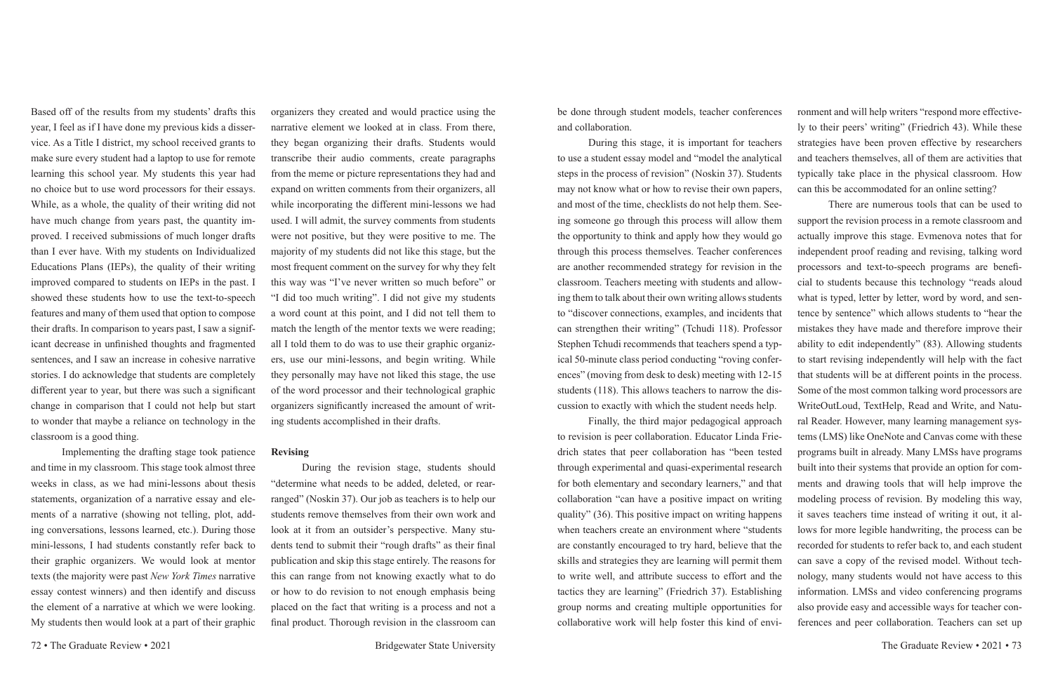Based off of the results from my students' drafts this year, I feel as if I have done my previous kids a disservice. As a Title I district, my school received grants to make sure every student had a laptop to use for remote learning this school year. My students this year had no choice but to use word processors for their essays. While, as a whole, the quality of their writing did not have much change from years past, the quantity improved. I received submissions of much longer drafts than I ever have. With my students on Individualized Educations Plans (IEPs), the quality of their writing improved compared to students on IEPs in the past. I showed these students how to use the text-to-speech features and many of them used that option to compose their drafts. In comparison to years past, I saw a significant decrease in unfinished thoughts and fragmented sentences, and I saw an increase in cohesive narrative stories. I do acknowledge that students are completely different year to year, but there was such a significant change in comparison that I could not help but start to wonder that maybe a reliance on technology in the classroom is a good thing.

Implementing the drafting stage took patience and time in my classroom. This stage took almost three weeks in class, as we had mini-lessons about thesis statements, organization of a narrative essay and elements of a narrative (showing not telling, plot, adding conversations, lessons learned, etc.). During those mini-lessons, I had students constantly refer back to their graphic organizers. We would look at mentor texts (the majority were past *New York Times* narrative essay contest winners) and then identify and discuss the element of a narrative at which we were looking. My students then would look at a part of their graphic organizers they created and would practice using the narrative element we looked at in class. From there, they began organizing their drafts. Students would transcribe their audio comments, create paragraphs from the meme or picture representations they had and expand on written comments from their organizers, all while incorporating the different mini-lessons we had used. I will admit, the survey comments from students were not positive, but they were positive to me. The majority of my students did not like this stage, but the most frequent comment on the survey for why they felt this way was "I've never written so much before" or "I did too much writing". I did not give my students a word count at this point, and I did not tell them to match the length of the mentor texts we were reading; all I told them to do was to use their graphic organizers, use our mini-lessons, and begin writing. While they personally may have not liked this stage, the use of the word processor and their technological graphic organizers significantly increased the amount of writing students accomplished in their drafts.

### Revising

During the revision stage, students should "determine what needs to be added, deleted, or rearranged" (Noskin 37). Our job as teachers is to help our students remove themselves from their own work and look at it from an outsider's perspective. Many students tend to submit their "rough drafts" as their final publication and skip this stage entirely. The reasons for this can range from not knowing exactly what to do or how to do revision to not enough emphasis being placed on the fact that writing is a process and not a final product. Thorough revision in the classroom can be done through student models, teacher conferences and collaboration.

During this stage, it is important for teachers to use a student essay model and "model the analytical steps in the process of revision" (Noskin 37). Students may not know what or how to revise their own papers, and most of the time, checklists do not help them. Seeing someone go through this process will allow them the opportunity to think and apply how they would go through this process themselves. Teacher conferences are another recommended strategy for revision in the classroom. Teachers meeting with students and allowing them to talk about their own writing allows students to "discover connections, examples, and incidents that can strengthen their writing" (Tchudi 118). Professor Stephen Tchudi recommends that teachers spend a typical 50-minute class period conducting "roving conferences" (moving from desk to desk) meeting with 12-15 students (118). This allows teachers to narrow the discussion to exactly with which the student needs help.

Finally, the third major pedagogical approach to revision is peer collaboration. Educator Linda Friedrich states that peer collaboration has "been tested through experimental and quasi-experimental research for both elementary and secondary learners," and that collaboration "can have a positive impact on writing quality" (36). This positive impact on writing happens when teachers create an environment where "students are constantly encouraged to try hard, believe that the skills and strategies they are learning will permit them to write well, and attribute success to effort and the tactics they are learning" (Friedrich 37). Establishing group norms and creating multiple opportunities for collaborative work will help foster this kind of environment and will help writers "respond more effectively to their peers' writing" (Friedrich 43). While these strategies have been proven effective by researchers and teachers themselves, all of them are activities that typically take place in the physical classroom. How can this be accommodated for an online setting?

There are numerous tools that can be used to support the revision process in a remote classroom and actually improve this stage. Evmenova notes that for independent proof reading and revising, talking word processors and text-to-speech programs are beneficial to students because this technology "reads aloud what is typed, letter by letter, word by word, and sentence by sentence" which allows students to "hear the mistakes they have made and therefore improve their ability to edit independently" (83). Allowing students to start revising independently will help with the fact that students will be at different points in the process. Some of the most common talking word processors are WriteOutLoud, TextHelp, Read and Write, and Natural Reader. However, many learning management systems (LMS) like OneNote and Canvas come with these programs built in already. Many LMSs have programs built into their systems that provide an option for comments and drawing tools that will help improve the modeling process of revision. By modeling this way, it saves teachers time instead of writing it out, it allows for more legible handwriting, the process can be recorded for students to refer back to, and each student can save a copy of the revised model. Without technology, many students would not have access to this information. LMSs and video conferencing programs also provide easy and accessible ways for teacher conferences and peer collaboration. Teachers can set up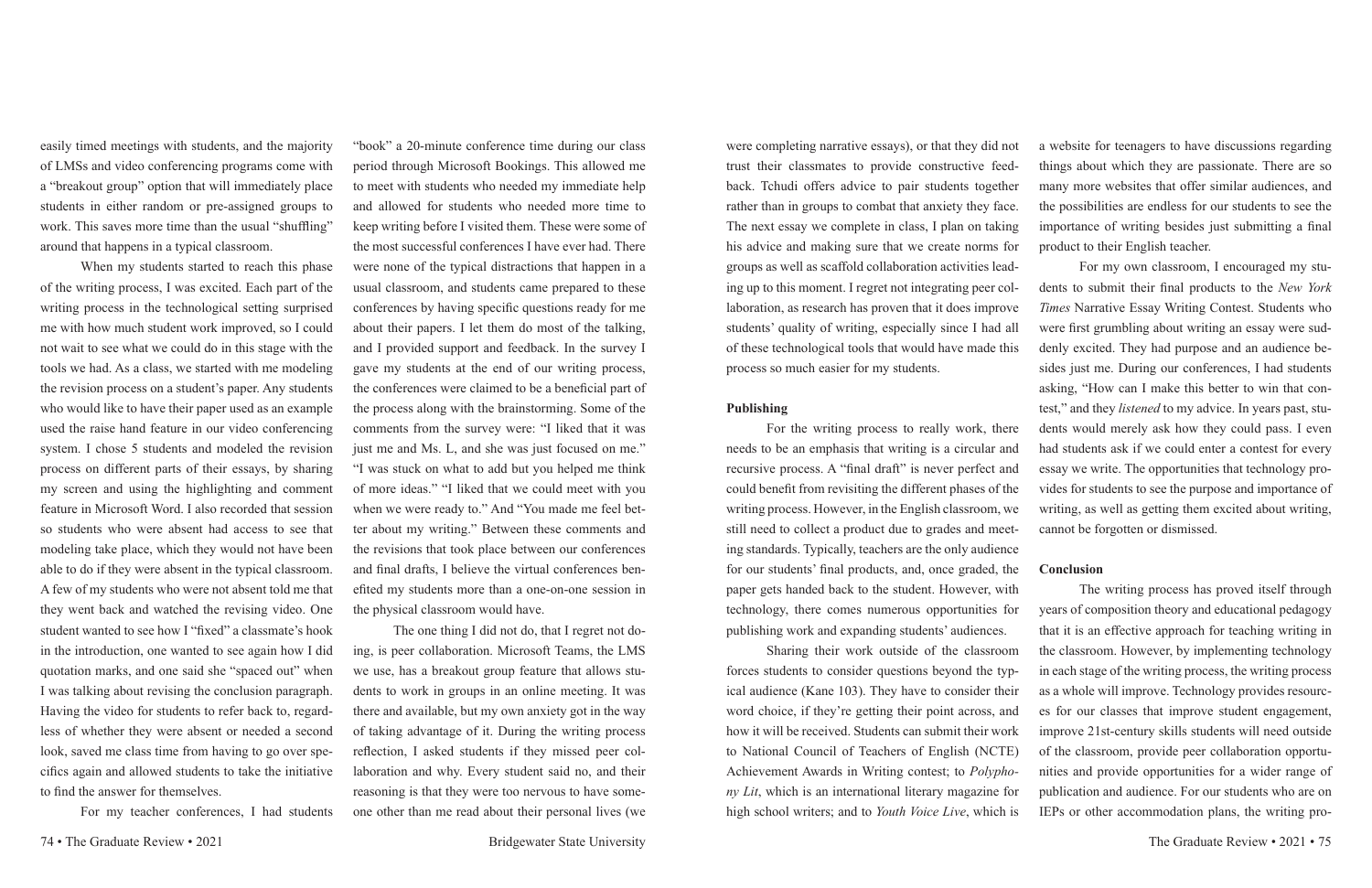easily timed meetings with students, and the majority of LMSs and video conferencing programs come with a "breakout group" option that will immediately place students in either random or pre-assigned groups to work. This saves more time than the usual "shuffling" around that happens in a typical classroom.

When my students started to reach this phase of the writing process, I was excited. Each part of the writing process in the technological setting surprised me with how much student work improved, so I could not wait to see what we could do in this stage with the tools we had. As a class, we started with me modeling the revision process on a student's paper. Any students who would like to have their paper used as an example used the raise hand feature in our video conferencing system. I chose 5 students and modeled the revision process on different parts of their essays, by sharing my screen and using the highlighting and comment feature in Microsoft Word. I also recorded that session so students who were absent had access to see that modeling take place, which they would not have been able to do if they were absent in the typical classroom. A few of my students who were not absent told me that they went back and watched the revising video. One student wanted to see how I "fixed" a classmate's hook in the introduction, one wanted to see again how I did quotation marks, and one said she "spaced out" when I was talking about revising the conclusion paragraph. Having the video for students to refer back to, regardless of whether they were absent or needed a second look, saved me class time from having to go over specifics again and allowed students to take the initiative to find the answer for themselves.

For my teacher conferences, I had students "book" a 20-minute conference time during our class period through Microsoft Bookings. This allowed me to meet with students who needed my immediate help and allowed for students who needed more time to keep writing before I visited them. These were some of the most successful conferences I have ever had. There were none of the typical distractions that happen in a usual classroom, and students came prepared to these conferences by having specific questions ready for me about their papers. I let them do most of the talking, and I provided support and feedback. In the survey I gave my students at the end of our writing process, the conferences were claimed to be a beneficial part of the process along with the brainstorming. Some of the comments from the survey were: "I liked that it was just me and Ms. L, and she was just focused on me." "I was stuck on what to add but you helped me think of more ideas." "I liked that we could meet with you when we were ready to." And "You made me feel better about my writing." Between these comments and the revisions that took place between our conferences and final drafts, I believe the virtual conferences benefited my students more than a one-on-one session in the physical classroom would have.

The one thing I did not do, that I regret not doing, is peer collaboration. Microsoft Teams, the LMS we use, has a breakout group feature that allows students to work in groups in an online meeting. It was there and available, but my own anxiety got in the way of taking advantage of it. During the writing process reflection, I asked students if they missed peer collaboration and why. Every student said no, and their reasoning is that they were too nervous to have someone other than me read about their personal lives (we were completing narrative essays), or that they did not trust their classmates to provide constructive feedback. Tchudi offers advice to pair students together rather than in groups to combat that anxiety they face. The next essay we complete in class, I plan on taking his advice and making sure that we create norms for groups as well as scaffold collaboration activities leading up to this moment. I regret not integrating peer collaboration, as research has proven that it does improve students' quality of writing, especially since I had all of these technological tools that would have made this process so much easier for my students.

**Publishing**

For the writing process to really work, there needs to be an emphasis that writing is a circular and recursive process. A "final draft" is never perfect and could benefit from revisiting the different phases of the writing process. However, in the English classroom, we still need to collect a product due to grades and meeting standards. Typically, teachers are the only audience for our students' final products, and, once graded, the paper gets handed back to the student. However, with technology, there comes numerous opportunities for publishing work and expanding students' audiences.

Sharing their work outside of the classroom forces students to consider questions beyond the typical audience (Kane 103). They have to consider their word choice, if they're getting their point across, and how it will be received. Students can submit their work to National Council of Teachers of English (NCTE) Achievement Awards in Writing contest; to *Polyphony Lit*, which is an international literary magazine for high school writers; and to *Youth Voice Live*, which is a website for teenagers to have discussions regarding things about which they are passionate. There are so many more websites that offer similar audiences, and the possibilities are endless for our students to see the importance of writing besides just submitting a final product to their English teacher.

For my own classroom, I encouraged my students to submit their final products to the *New York Times* Narrative Essay Writing Contest. Students who were first grumbling about writing an essay were suddenly excited. They had purpose and an audience besides just me. During our conferences, I had students asking, "How can I make this better to win that contest," and they *listened* to my advice. In years past, students would merely ask how they could pass. I even had students ask if we could enter a contest for every essay we write. The opportunities that technology provides for students to see the purpose and importance of writing, as well as getting them excited about writing, cannot be forgotten or dismissed.

**Conclusion**

The writing process has proved itself through years of composition theory and educational pedagogy that it is an effective approach for teaching writing in the classroom. However, by implementing technology in each stage of the writing process, the writing process as a whole will improve. Technology provides resources for our classes that improve student engagement, improve 21st-century skills students will need outside of the classroom, provide peer collaboration opportunities and provide opportunities for a wider range of publication and audience. For our students who are on IEPs or other accommodation plans, the writing pro-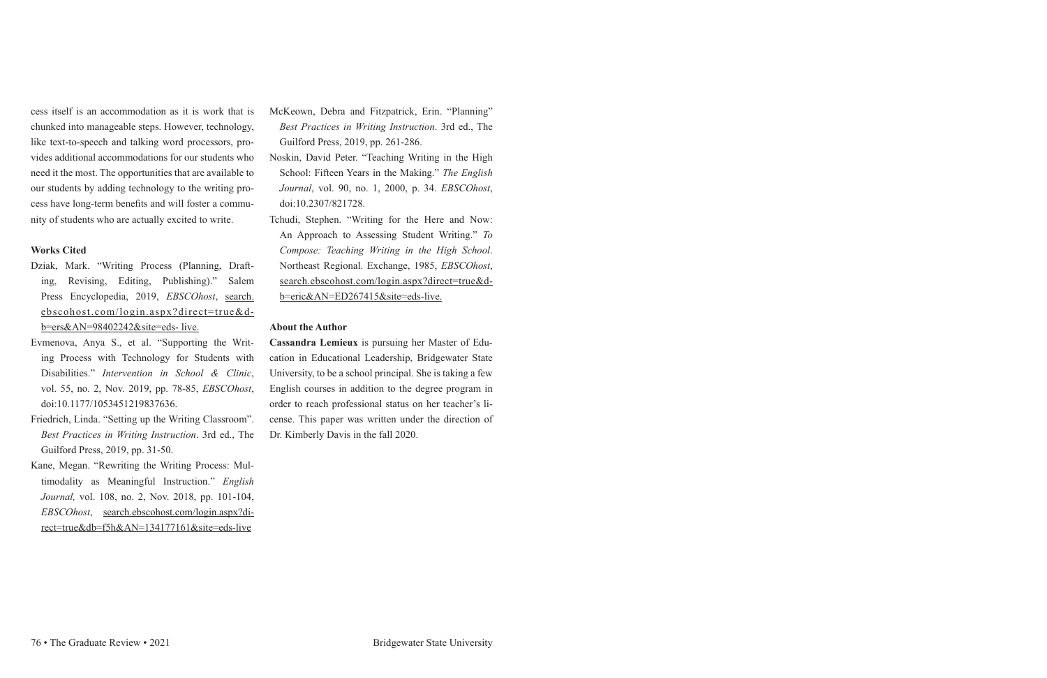cess itself is an accommodation as it is work that is chunked into manageable steps. However, technology, like text-to-speech and talking word processors, provides additional accommodations for our students who need it the most. The opportunities that are available to our students by adding technology to the writing process have long-term benefits and will foster a community of students who are actually excited to write.

**Works Cited**

Dziak, Mark. "Writing Process (Planning, Drafting, Revising, Editing, Publishing)." Salem Press Encyclopedia, 2019, *EBSCOhost*, search.ebscohost.com/login.aspx?direct=true&db=ers&AN=98402242&site=eds- live.

Evmenova, Anya S., et al. "Supporting the Writing Process with Technology for Students with Disabilities." *Intervention in School & Clinic*, vol. 55, no. 2, Nov. 2019, pp. 78-85, *EBSCOhost*, doi:10.1177/1053451219837636.

Friedrich, Linda. "Setting up the Writing Classroom". *Best Practices in Writing Instruction*. 3rd ed., The Guilford Press, 2019, pp. 31-50.

Kane, Megan. "Rewriting the Writing Process: Multimodality as Meaningful Instruction." *English Journal,* vol. 108, no. 2, Nov. 2018, pp. 101-104, *EBSCOhost*, search.ebscohost.com/login.aspx?direct=true&db=f5h&AN=134177161&site=eds-live

McKeown, Debra and Fitzpatrick, Erin. "Planning" *Best Practices in Writing Instruction*. 3rd ed., The Guilford Press, 2019, pp. 261-286.

Noskin, David Peter. "Teaching Writing in the High School: Fifteen Years in the Making." *The English Journal*, vol. 90, no. 1, 2000, p. 34. *EBSCOhost*, doi:10.2307/821728.

Tchudi, Stephen. "Writing for the Here and Now: An Approach to Assessing Student Writing." *To Compose: Teaching Writing in the High School*. Northeast Regional. Exchange, 1985, *EBSCOhost*, search.ebscohost.com/login.aspx?direct=true&db=eric&AN=ED267415&site=eds-live.

**About the Author**

**Cassandra Lemieux** is pursuing her Master of Education in Educational Leadership, Bridgewater State University, to be a school principal. She is taking a few English courses in addition to the degree program in order to reach professional status on her teacher's license. This paper was written under the direction of Dr. Kimberly Davis in the fall 2020.